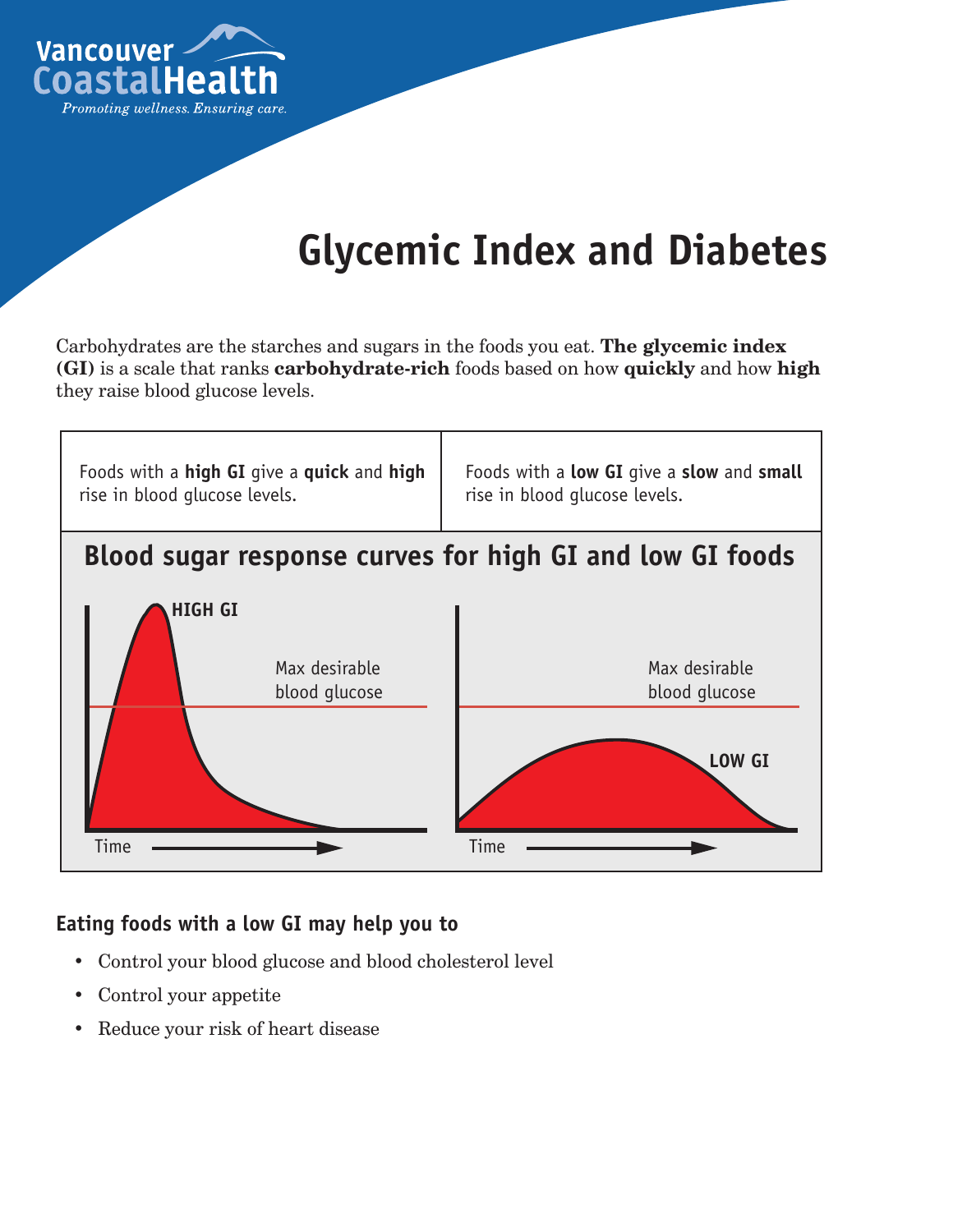Vancouver Coastal Health

*Promoting wellness. Ensuring care.*

# Glycemic Index and Diabetes

Carbohydrates are the starches and sugars in the foods you eat. **The glycemic index (GI)** is a scale that ranks **carbohydrate-rich** foods based on how **quickly** and how **high** they raise blood glucose levels.

| Foods with a **high GI** give a **quick** and **high** rise in blood glucose levels. | Foods with a **low GI** give a **slow** and **small** rise in blood glucose levels. |
|---|---|

## Blood sugar response curves for high GI and low GI foods

HIGH GI

Max desirable blood glucose

Time

LOW GI

Max desirable blood glucose

Time

### Eating foods with a low GI may help you to

- Control your blood glucose and blood cholesterol level
- Control your appetite
- Reduce your risk of heart disease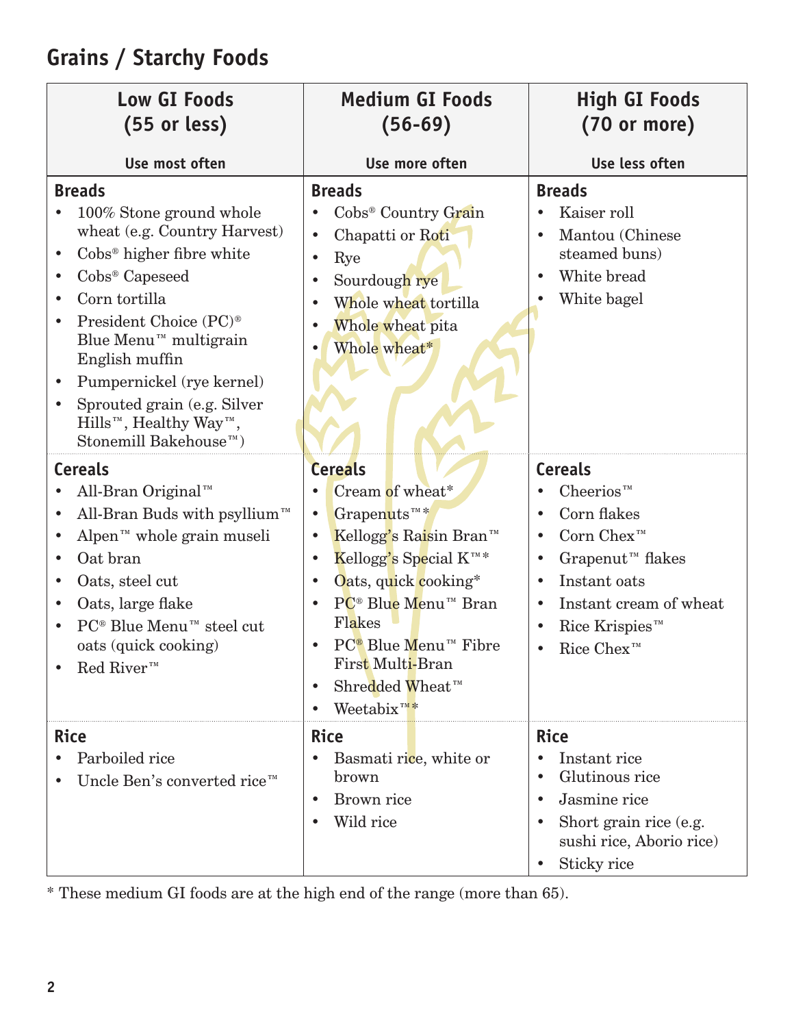## Grains / Starchy Foods

| Low GI Foods (55 or less) | Medium GI Foods (56-69) | High GI Foods (70 or more) |
|---|---|---|
| **Use most often** | **Use more often** | **Use less often** |
| **Breads**<br>• 100% Stone ground whole wheat (e.g. Country Harvest)<br>• Cobs® higher fibre white<br>• Cobs® Capeseed<br>• Corn tortilla<br>• President Choice (PC)® Blue Menu™ multigrain English muffin<br>• Pumpernickel (rye kernel)<br>• Sprouted grain (e.g. Silver Hills™, Healthy Way™, Stonemill Bakehouse™) | **Breads**<br>• Cobs® Country Grain<br>• Chapatti or Roti<br>• Rye<br>• Sourdough rye<br>• Whole wheat tortilla<br>• Whole wheat pita<br>• Whole wheat* | **Breads**<br>• Kaiser roll<br>• Mantou (Chinese steamed buns)<br>• White bread<br>• White bagel |
| **Cereals**<br>• All-Bran Original™<br>• All-Bran Buds with psyllium™<br>• Alpen™ whole grain museli<br>• Oat bran<br>• Oats, steel cut<br>• Oats, large flake<br>• PC® Blue Menu™ steel cut oats (quick cooking)<br>• Red River™ | **Cereals**<br>• Cream of wheat*<br>• Grapenuts™*<br>• Kellogg's Raisin Bran™<br>• Kellogg's Special K™*<br>• Oats, quick cooking*<br>• PC® Blue Menu™ Bran Flakes<br>• PC® Blue Menu™ Fibre First Multi-Bran<br>• Shredded Wheat™<br>• Weetabix™* | **Cereals**<br>• Cheerios™<br>• Corn flakes<br>• Corn Chex™<br>• Grapenut™ flakes<br>• Instant oats<br>• Instant cream of wheat<br>• Rice Krispies™<br>• Rice Chex™ |
| **Rice**<br>• Parboiled rice<br>• Uncle Ben's converted rice™ | **Rice**<br>• Basmati rice, white or brown<br>• Brown rice<br>• Wild rice | **Rice**<br>• Instant rice<br>• Glutinous rice<br>• Jasmine rice<br>• Short grain rice (e.g. sushi rice, Aborio rice)<br>• Sticky rice |

* These medium GI foods are at the high end of the range (more than 65).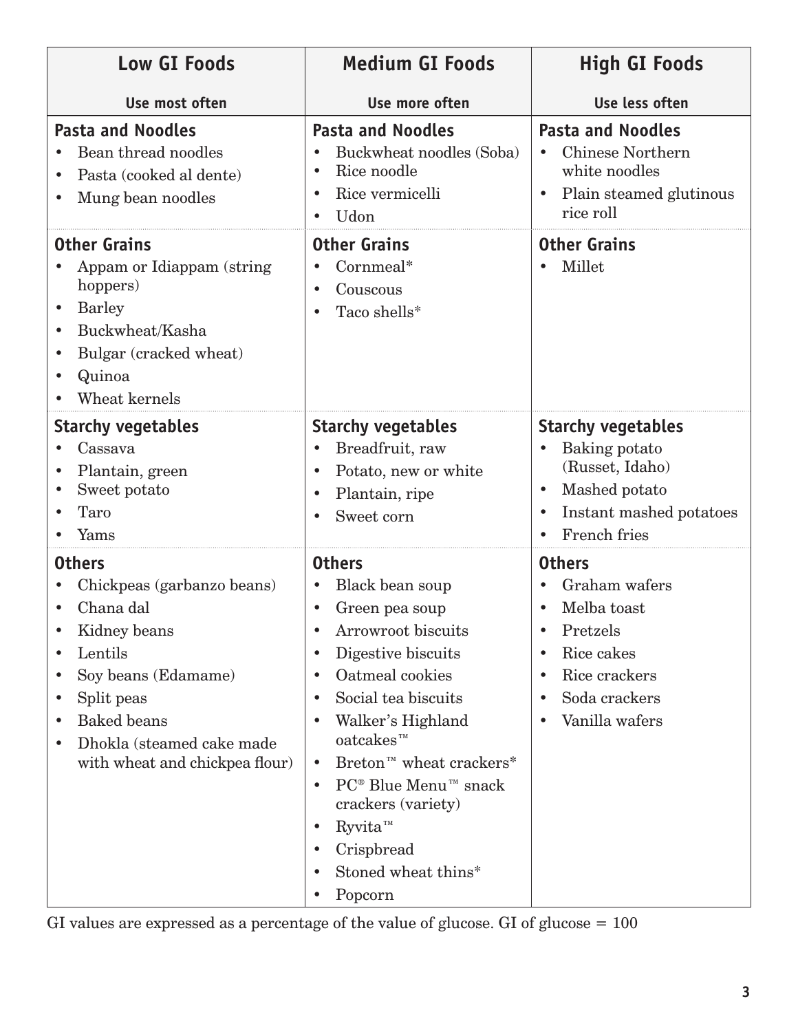| Low GI Foods<br>Use most often | Medium GI Foods<br>Use more often | High GI Foods<br>Use less often |
|---|---|---|
| **Pasta and Noodles**<br>• Bean thread noodles<br>• Pasta (cooked al dente)<br>• Mung bean noodles | **Pasta and Noodles**<br>• Buckwheat noodles (Soba)<br>• Rice noodle<br>• Rice vermicelli<br>• Udon | **Pasta and Noodles**<br>• Chinese Northern white noodles<br>• Plain steamed glutinous rice roll |
| **Other Grains**<br>• Appam or Idiappam (string hoppers)<br>• Barley<br>• Buckwheat/Kasha<br>• Bulgar (cracked wheat)<br>• Quinoa<br>• Wheat kernels | **Other Grains**<br>• Cornmeal*<br>• Couscous<br>• Taco shells* | **Other Grains**<br>• Millet |
| **Starchy vegetables**<br>• Cassava<br>• Plantain, green<br>• Sweet potato<br>• Taro<br>• Yams | **Starchy vegetables**<br>• Breadfruit, raw<br>• Potato, new or white<br>• Plantain, ripe<br>• Sweet corn | **Starchy vegetables**<br>• Baking potato (Russet, Idaho)<br>• Mashed potato<br>• Instant mashed potatoes<br>• French fries |
| **Others**<br>• Chickpeas (garbanzo beans)<br>• Chana dal<br>• Kidney beans<br>• Lentils<br>• Soy beans (Edamame)<br>• Split peas<br>• Baked beans<br>• Dhokla (steamed cake made with wheat and chickpea flour) | **Others**<br>• Black bean soup<br>• Green pea soup<br>• Arrowroot biscuits<br>• Digestive biscuits<br>• Oatmeal cookies<br>• Social tea biscuits<br>• Walker's Highland oatcakes™<br>• Breton™ wheat crackers*<br>• PC® Blue Menu™ snack crackers (variety)<br>• Ryvita™<br>• Crispbread<br>• Stoned wheat thins*<br>• Popcorn | **Others**<br>• Graham wafers<br>• Melba toast<br>• Pretzels<br>• Rice cakes<br>• Rice crackers<br>• Soda crackers<br>• Vanilla wafers |

GI values are expressed as a percentage of the value of glucose. GI of glucose = 100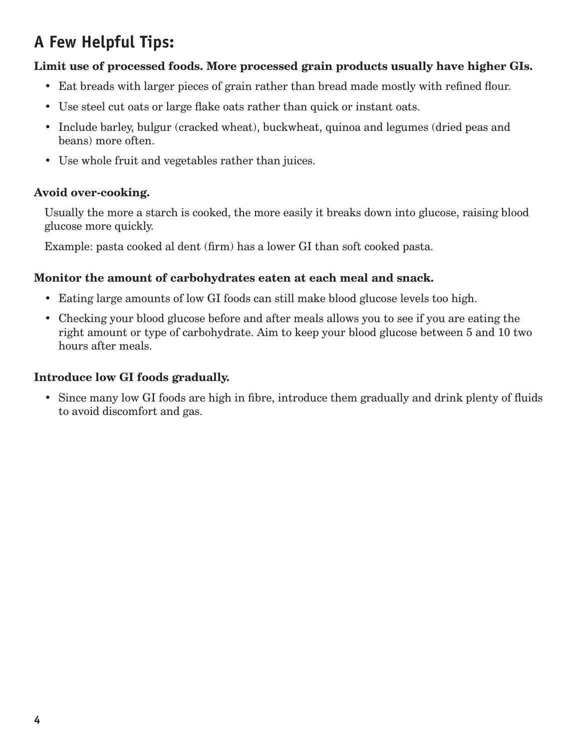## A Few Helpful Tips:

**Limit use of processed foods. More processed grain products usually have higher GIs.**

- Eat breads with larger pieces of grain rather than bread made mostly with refined flour.
- Use steel cut oats or large flake oats rather than quick or instant oats.
- Include barley, bulgur (cracked wheat), buckwheat, quinoa and legumes (dried peas and beans) more often.
- Use whole fruit and vegetables rather than juices.

**Avoid over-cooking.**

Usually the more a starch is cooked, the more easily it breaks down into glucose, raising blood glucose more quickly.

Example: pasta cooked al dent (firm) has a lower GI than soft cooked pasta.

**Monitor the amount of carbohydrates eaten at each meal and snack.**

- Eating large amounts of low GI foods can still make blood glucose levels too high.
- Checking your blood glucose before and after meals allows you to see if you are eating the right amount or type of carbohydrate. Aim to keep your blood glucose between 5 and 10 two hours after meals.

**Introduce low GI foods gradually.**

- Since many low GI foods are high in fibre, introduce them gradually and drink plenty of fluids to avoid discomfort and gas.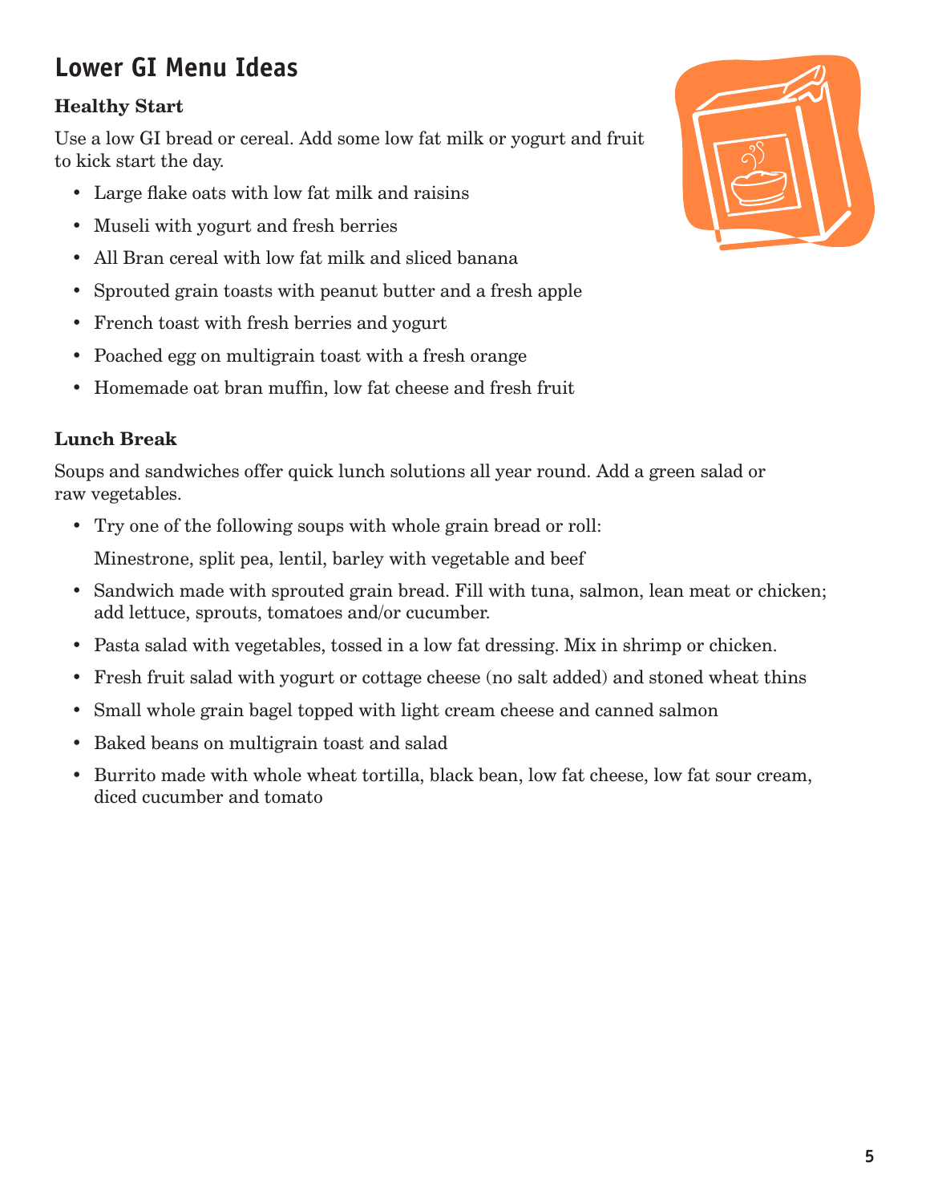# Lower GI Menu Ideas

### Healthy Start

Use a low GI bread or cereal. Add some low fat milk or yogurt and fruit to kick start the day.

- Large flake oats with low fat milk and raisins
- Museli with yogurt and fresh berries
- All Bran cereal with low fat milk and sliced banana
- Sprouted grain toasts with peanut butter and a fresh apple
- French toast with fresh berries and yogurt
- Poached egg on multigrain toast with a fresh orange
- Homemade oat bran muffin, low fat cheese and fresh fruit

### Lunch Break

Soups and sandwiches offer quick lunch solutions all year round. Add a green salad or raw vegetables.

- Try one of the following soups with whole grain bread or roll:

  Minestrone, split pea, lentil, barley with vegetable and beef

- Sandwich made with sprouted grain bread. Fill with tuna, salmon, lean meat or chicken; add lettuce, sprouts, tomatoes and/or cucumber.
- Pasta salad with vegetables, tossed in a low fat dressing. Mix in shrimp or chicken.
- Fresh fruit salad with yogurt or cottage cheese (no salt added) and stoned wheat thins
- Small whole grain bagel topped with light cream cheese and canned salmon
- Baked beans on multigrain toast and salad
- Burrito made with whole wheat tortilla, black bean, low fat cheese, low fat sour cream, diced cucumber and tomato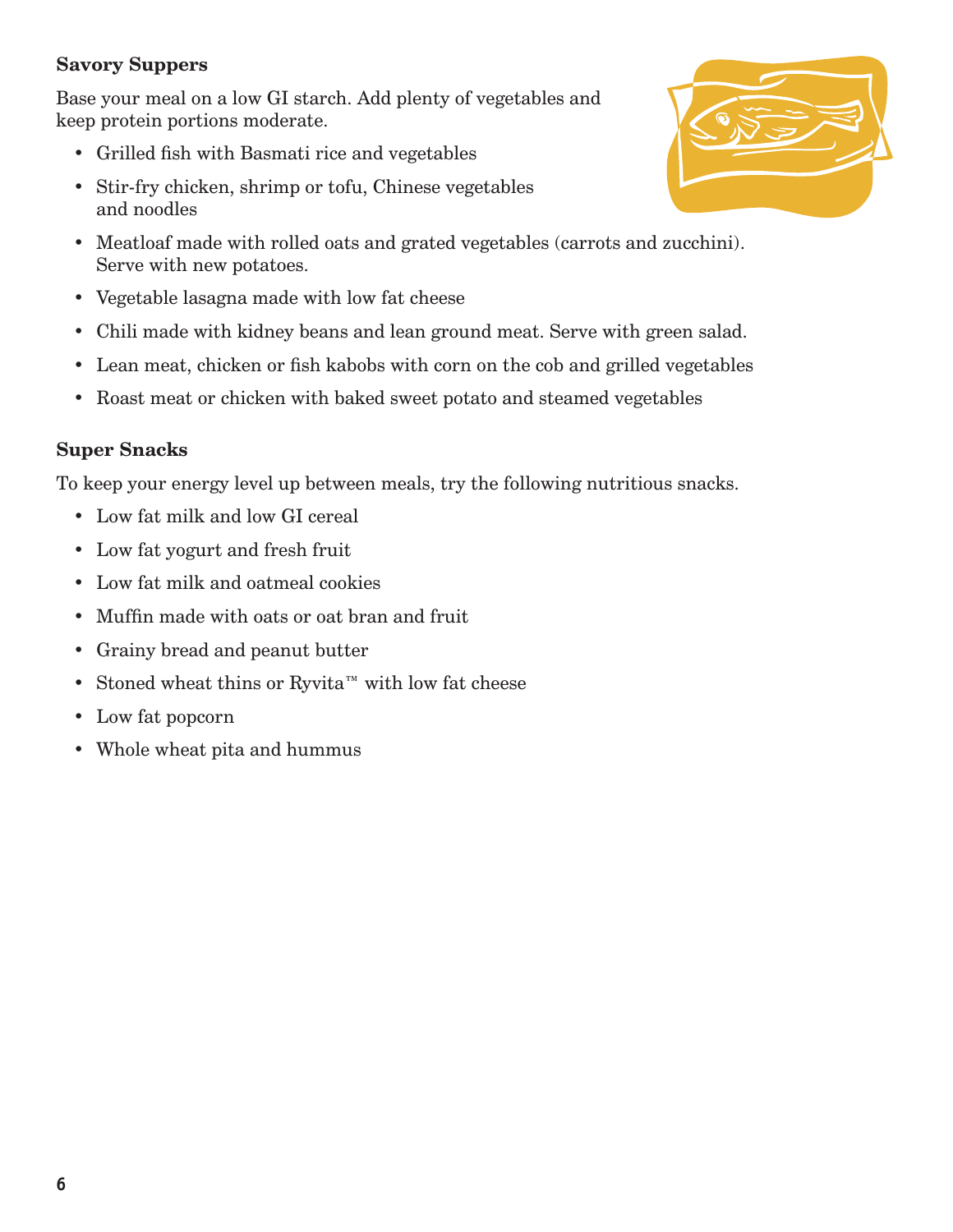**Savory Suppers**

Base your meal on a low GI starch. Add plenty of vegetables and keep protein portions moderate.

- Grilled fish with Basmati rice and vegetables
- Stir-fry chicken, shrimp or tofu, Chinese vegetables and noodles
- Meatloaf made with rolled oats and grated vegetables (carrots and zucchini). Serve with new potatoes.
- Vegetable lasagna made with low fat cheese
- Chili made with kidney beans and lean ground meat. Serve with green salad.
- Lean meat, chicken or fish kabobs with corn on the cob and grilled vegetables
- Roast meat or chicken with baked sweet potato and steamed vegetables

**Super Snacks**

To keep your energy level up between meals, try the following nutritious snacks.

- Low fat milk and low GI cereal
- Low fat yogurt and fresh fruit
- Low fat milk and oatmeal cookies
- Muffin made with oats or oat bran and fruit
- Grainy bread and peanut butter
- Stoned wheat thins or Ryvita™ with low fat cheese
- Low fat popcorn
- Whole wheat pita and hummus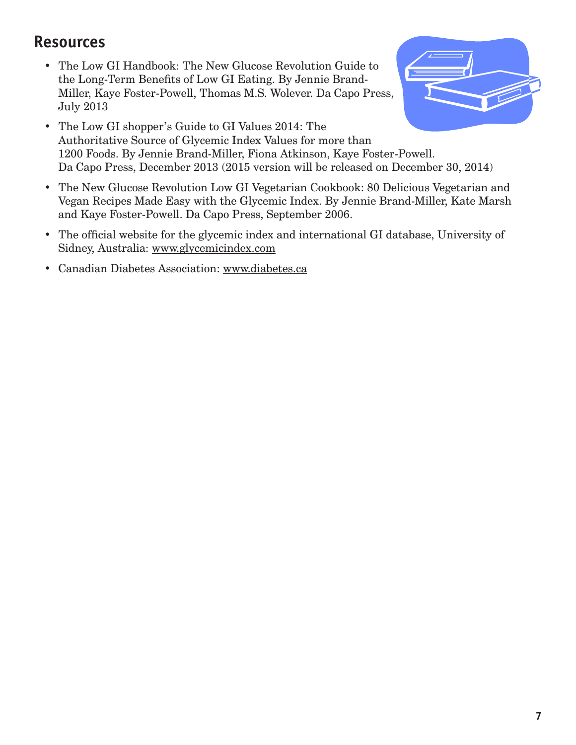## Resources

- The Low GI Handbook: The New Glucose Revolution Guide to the Long-Term Benefits of Low GI Eating. By Jennie Brand-Miller, Kaye Foster-Powell, Thomas M.S. Wolever. Da Capo Press, July 2013
- The Low GI shopper's Guide to GI Values 2014: The Authoritative Source of Glycemic Index Values for more than 1200 Foods. By Jennie Brand-Miller, Fiona Atkinson, Kaye Foster-Powell. Da Capo Press, December 2013 (2015 version will be released on December 30, 2014)
- The New Glucose Revolution Low GI Vegetarian Cookbook: 80 Delicious Vegetarian and Vegan Recipes Made Easy with the Glycemic Index. By Jennie Brand-Miller, Kate Marsh and Kaye Foster-Powell. Da Capo Press, September 2006.
- The official website for the glycemic index and international GI database, University of Sidney, Australia: www.glycemicindex.com
- Canadian Diabetes Association: www.diabetes.ca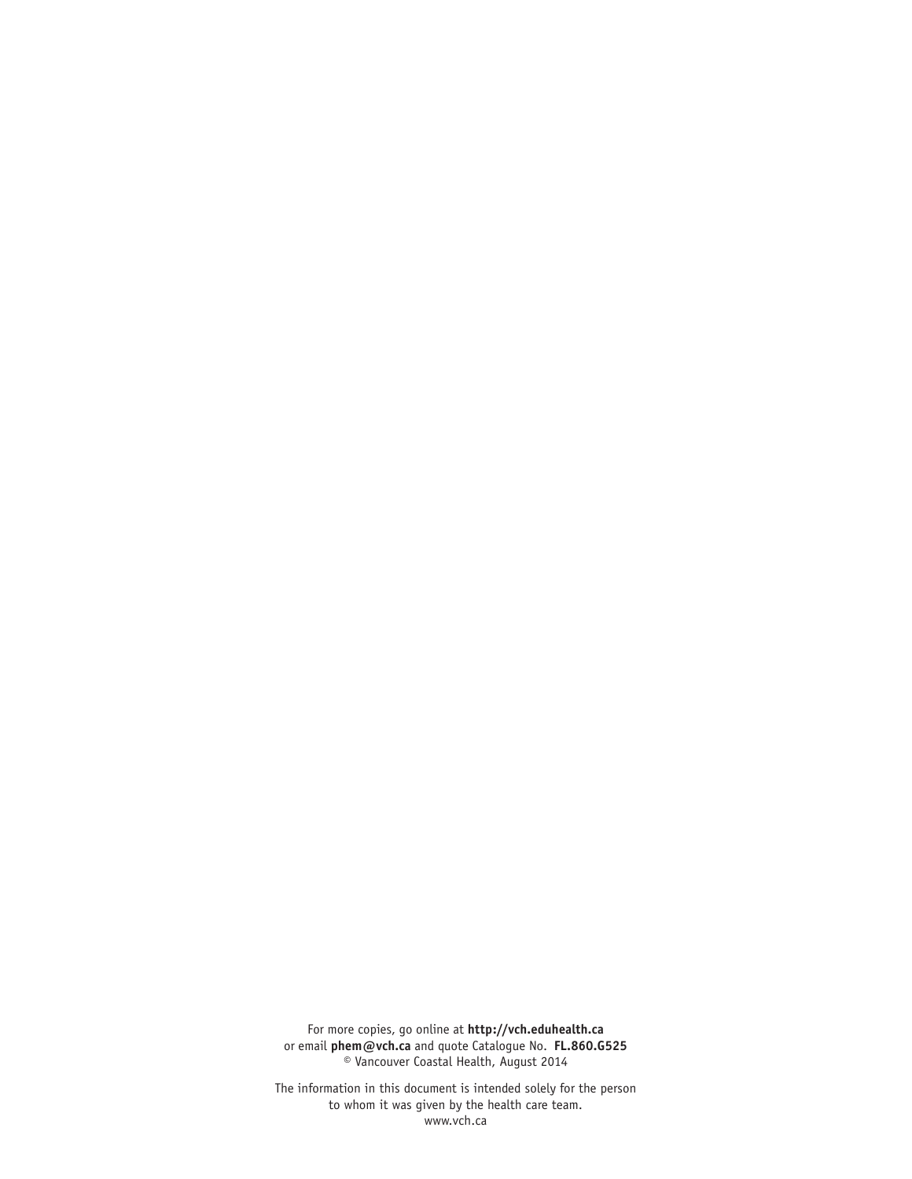For more copies, go online at **http://vch.eduhealth.ca**
or email **phem@vch.ca** and quote Catalogue No. **FL.860.G525**
© Vancouver Coastal Health, August 2014

The information in this document is intended solely for the person
to whom it was given by the health care team.
www.vch.ca